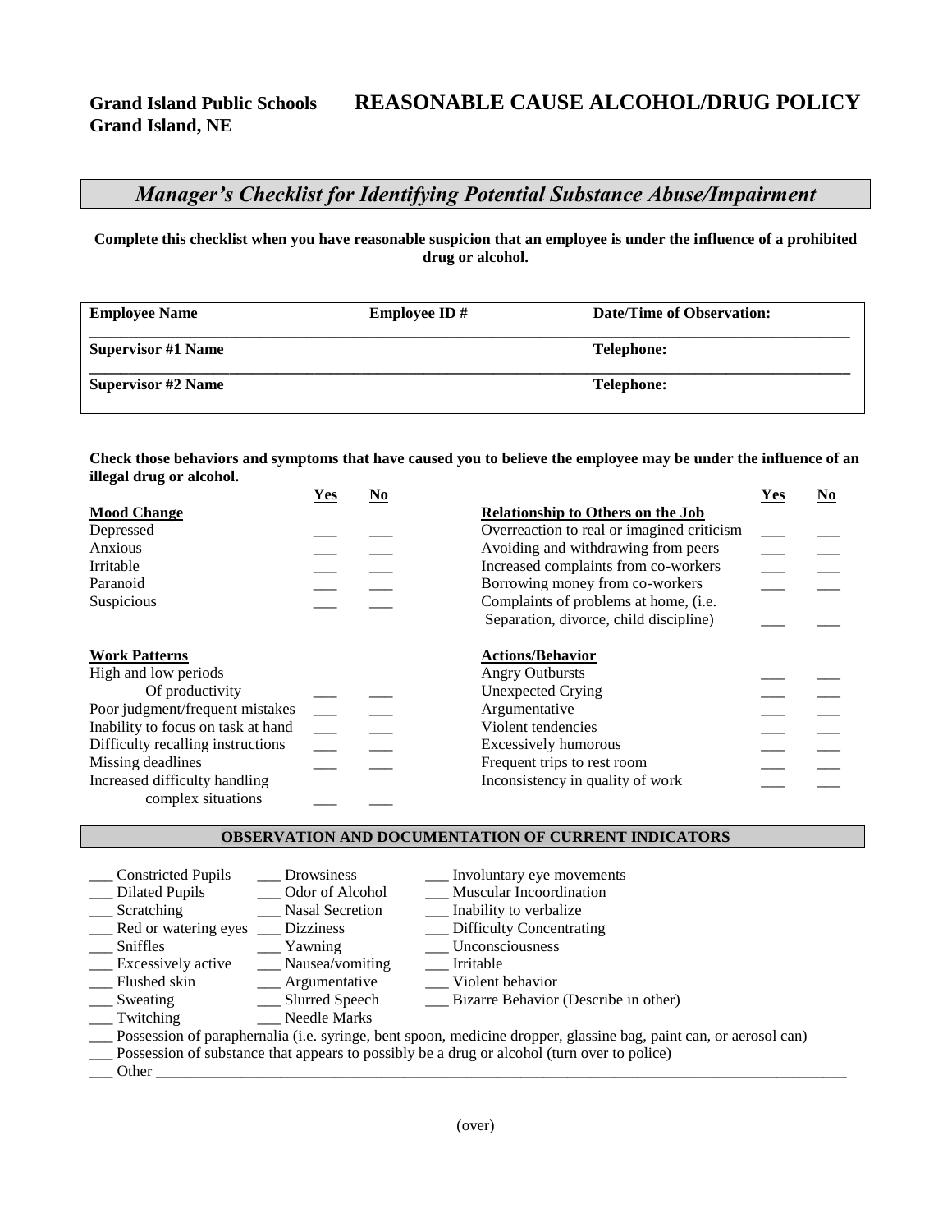**Grand Island Public Schools**
**Grand Island, NE**

# REASONABLE CAUSE ALCOHOL/DRUG POLICY

## *Manager's Checklist for Identifying Potential Substance Abuse/Impairment*

**Complete this checklist when you have reasonable suspicion that an employee is under the influence of a prohibited drug or alcohol.**

| **Employee Name** | **Employee ID #** | **Date/Time of Observation:** |
|---|---|---|
| **Supervisor #1 Name** | | **Telephone:** |
| **Supervisor #2 Name** | | **Telephone:** |

**Check those behaviors and symptoms that have caused you to believe the employee may be under the influence of an illegal drug or alcohol.**

| | Yes | No | | Yes | No |
|---|---|---|---|---|---|
| **Mood Change** | | | **Relationship to Others on the Job** | | |
| Depressed | ___ | ___ | Overreaction to real or imagined criticism | ___ | ___ |
| Anxious | ___ | ___ | Avoiding and withdrawing from peers | ___ | ___ |
| Irritable | ___ | ___ | Increased complaints from co-workers | ___ | ___ |
| Paranoid | ___ | ___ | Borrowing money from co-workers | ___ | ___ |
| Suspicious | ___ | ___ | Complaints of problems at home, (i.e. Separation, divorce, child discipline) | ___ | ___ |
| **Work Patterns** | | | **Actions/Behavior** | | |
| High and low periods Of productivity | ___ | ___ | Angry Outbursts | ___ | ___ |
| Poor judgment/frequent mistakes | ___ | ___ | Unexpected Crying | ___ | ___ |
| Inability to focus on task at hand | ___ | ___ | Argumentative | ___ | ___ |
| Difficulty recalling instructions | ___ | ___ | Violent tendencies | ___ | ___ |
| Missing deadlines | ___ | ___ | Excessively humorous | ___ | ___ |
| Increased difficulty handling complex situations | ___ | ___ | Frequent trips to rest room | ___ | ___ |
| | | | Inconsistency in quality of work | ___ | ___ |

### OBSERVATION AND DOCUMENTATION OF CURRENT INDICATORS

| | | |
|---|---|---|
| ___ Constricted Pupils | ___ Drowsiness | ___ Involuntary eye movements |
| ___ Dilated Pupils | ___ Odor of Alcohol | ___ Muscular Incoordination |
| ___ Scratching | ___ Nasal Secretion | ___ Inability to verbalize |
| ___ Red or watering eyes | ___ Dizziness | ___ Difficulty Concentrating |
| ___ Sniffles | ___ Yawning | ___ Unconsciousness |
| ___ Excessively active | ___ Nausea/vomiting | ___ Irritable |
| ___ Flushed skin | ___ Argumentative | ___ Violent behavior |
| ___ Sweating | ___ Slurred Speech | ___ Bizarre Behavior (Describe in other) |
| ___ Twitching | ___ Needle Marks | |

___ Possession of paraphernalia (i.e. syringe, bent spoon, medicine dropper, glassine bag, paint can, or aerosol can)

___ Possession of substance that appears to possibly be a drug or alcohol (turn over to police)

___ Other ____________________________________________________________________________

(over)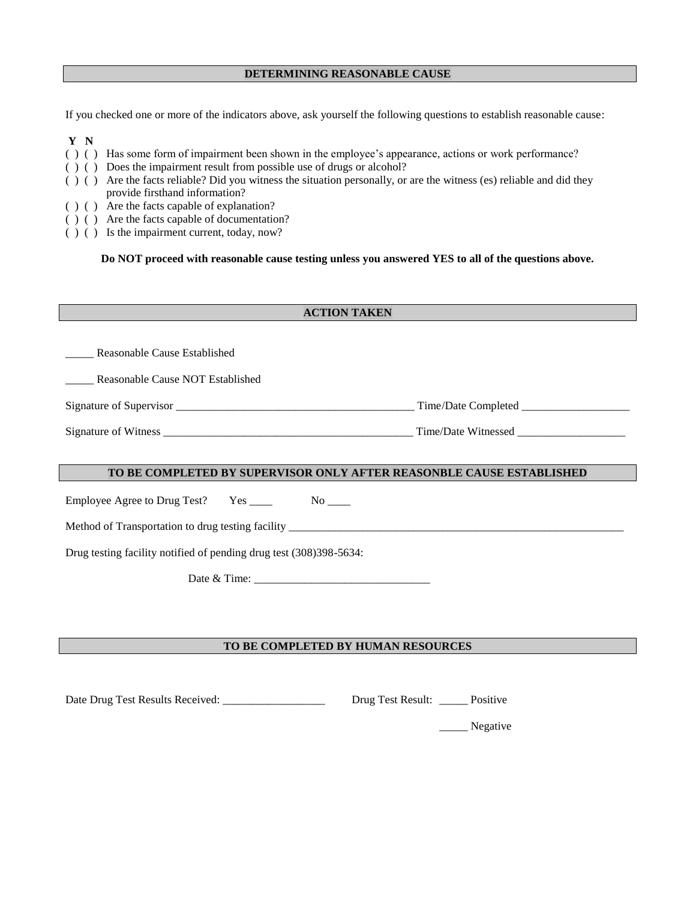## DETERMINING REASONABLE CAUSE

If you checked one or more of the indicators above, ask yourself the following questions to establish reasonable cause:

**Y N**

( ) ( ) Has some form of impairment been shown in the employee's appearance, actions or work performance?
( ) ( ) Does the impairment result from possible use of drugs or alcohol?
( ) ( ) Are the facts reliable? Did you witness the situation personally, or are the witness (es) reliable and did they provide firsthand information?
( ) ( ) Are the facts capable of explanation?
( ) ( ) Are the facts capable of documentation?
( ) ( ) Is the impairment current, today, now?

**Do NOT proceed with reasonable cause testing unless you answered YES to all of the questions above.**

## ACTION TAKEN

_____ Reasonable Cause Established

_____ Reasonable Cause NOT Established

Signature of Supervisor ___________________________________________ Time/Date Completed ___________________

Signature of Witness _____________________________________________ Time/Date Witnessed ___________________

## TO BE COMPLETED BY SUPERVISOR ONLY AFTER REASONBLE CAUSE ESTABLISHED

Employee Agree to Drug Test? Yes ____ No ____

Method of Transportation to drug testing facility _______________________________________________________________

Drug testing facility notified of pending drug test (308)398-5634:

Date & Time: ______________________________

## TO BE COMPLETED BY HUMAN RESOURCES

Date Drug Test Results Received: __________________ Drug Test Result: _____ Positive

_____ Negative